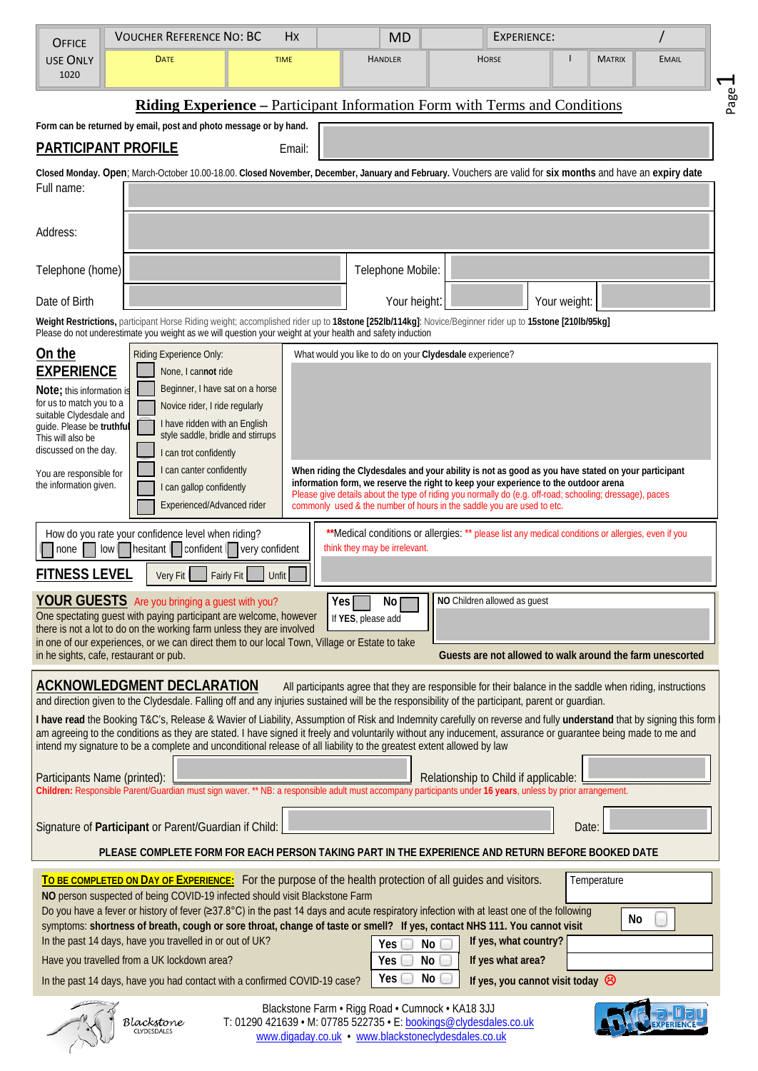| Office Use Only 1020 | Voucher Reference No: BC | Hx | | MD | | Experience: | | / |
|---|---|---|---|---|---|---|---|---|
| | Date | Time | Handler | Horse | | I | Matrix | Email |

## Riding Experience – Participant Information Form with Terms and Conditions

**Form can be returned by email, post and photo message or by hand.**

## PARTICIPANT PROFILE

Email:

**Closed Monday. Open**; March-October 10.00-18.00. **Closed November, December, January and February.** Vouchers are valid for **six months** and have an **expiry date**

Full name:

Address:

Telephone (home) | Telephone Mobile:

Date of Birth | Your height: | Your weight:

**Weight Restrictions,** participant Horse Riding weight; accomplished rider up to **18stone [252lb/114kg]**: Novice/Beginner rider up to **15stone [210lb/95kg]**
Please do not underestimate you weight as we will question your weight at your health and safety induction

## On the EXPERIENCE

**Note;** this information is for us to match you to a suitable Clydesdale and guide. Please be **truthful** This will also be discussed on the day.

You are responsible for the information given.

Riding Experience Only:

- ☐ None, I **cannot** ride
- ☐ Beginner, I have sat on a horse
- ☐ Novice rider, I ride regularly
- ☐ I have ridden with an English style saddle, bridle and stirrups
- ☐ I can trot confidently
- ☐ I can canter confidently
- ☐ I can gallop confidently
- ☐ Experienced/Advanced rider

What would you like to do on your **Clydesdale** experience?

**When riding the Clydesdales and your ability is not as good as you have stated on your participant information form, we reserve the right to keep your experience to the outdoor arena**
Please give details about the type of riding you normally do (e.g. off-road; schooling; dressage), paces commonly used & the number of hours in the saddle you are used to etc.

How do you rate your confidence level when riding?
☐ none ☐ low ☐ hesitant ☐ confident ☐ very confident

**Medical conditions or allergies: ** please list any medical conditions or allergies, even if you think they may be irrelevant.

## FITNESS LEVEL

Very Fit ☐ Fairly Fit ☐ Unfit ☐

## YOUR GUESTS

Are you bringing a guest with you?

**Yes** ☐ **No** ☐
If **YES**, please add

**NO** Children allowed as guest

One spectating guest with paying participant are welcome, however there is not a lot to do on the working farm unless they are involved in one of our experiences, or we can direct them to our local Town, Village or Estate to take in he sights, cafe, restaurant or pub.

**Guests are not allowed to walk around the farm unescorted**

## ACKNOWLEDGMENT DECLARATION

All participants agree that they are responsible for their balance in the saddle when riding, instructions and direction given to the Clydesdale. Falling off and any injuries sustained will be the responsibility of the participant, parent or guardian.

**I have read** the Booking T&C's, Release & Wavier of Liability, Assumption of Risk and Indemnity carefully on reverse and fully **understand** that by signing this form I am agreeing to the conditions as they are stated. I have signed it freely and voluntarily without any inducement, assurance or guarantee being made to me and intend my signature to be a complete and unconditional release of all liability to the greatest extent allowed by law

Participants Name (printed): | Relationship to Child if applicable:

**Children:** Responsible Parent/Guardian must sign waver. ** NB: a responsible adult must accompany participants under **16 years**, unless by prior arrangement.

Signature of **Participant** or Parent/Guardian if Child: | Date:

**PLEASE COMPLETE FORM FOR EACH PERSON TAKING PART IN THE EXPERIENCE AND RETURN BEFORE BOOKED DATE**

**To be completed on Day of Experience:** For the purpose of the health protection of all guides and visitors. | Temperature

**NO** person suspected of being COVID-19 infected should visit Blackstone Farm

Do you have a fever or history of fever (≥37.8°C) in the past 14 days and acute respiratory infection with at least one of the following symptoms: **shortness of breath, cough or sore throat, change of taste or smell? If yes, contact NHS 111. You cannot visit** **No** ☐

| | | | |
|---|---|---|---|
| In the past 14 days, have you travelled in or out of UK? | Yes ☐ No ☐ | **If yes, what country?** | |
| Have you travelled from a UK lockdown area? | Yes ☐ No ☐ | **If yes what area?** | |
| In the past 14 days, have you had contact with a confirmed COVID-19 case? | Yes ☐ No ☐ | **If yes, you cannot visit today** ☹ | |

Blackstone Clydesdales

Blackstone Farm • Rigg Road • Cumnock • KA18 3JJ
T: 01290 421639 • M: 07785 522735 • E: bookings@clydesdales.co.uk
www.digaday.co.uk • www.blackstoneclydesdales.co.uk

Dig-a-Day Experience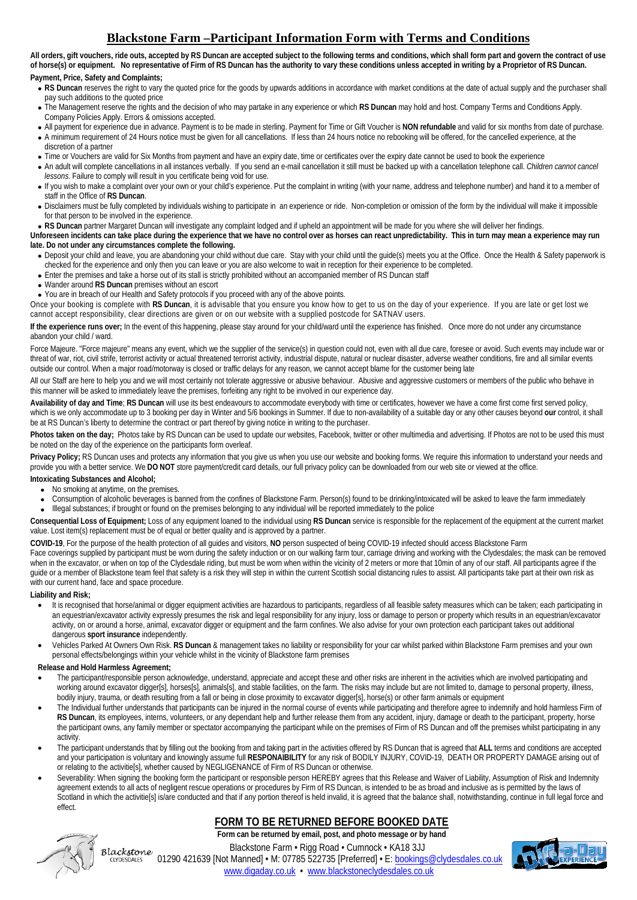# Blackstone Farm –Participant Information Form with Terms and Conditions

**All orders, gift vouchers, ride outs, accepted by RS Duncan are accepted subject to the following terms and conditions, which shall form part and govern the contract of use of horse(s) or equipment. No representative of Firm of RS Duncan has the authority to vary these conditions unless accepted in writing by a Proprietor of RS Duncan.**

**Payment, Price, Safety and Complaints;**

- **RS Duncan** reserves the right to vary the quoted price for the goods by upwards additions in accordance with market conditions at the date of actual supply and the purchaser shall pay such additions to the quoted price
- The Management reserve the rights and the decision of who may partake in any experience or which **RS Duncan** may hold and host. Company Terms and Conditions Apply. Company Policies Apply. Errors & omissions accepted.
- All payment for experience due in advance. Payment is to be made in sterling. Payment for Time or Gift Voucher is **NON refundable** and valid for six months from date of purchase.
- A minimum requirement of 24 Hours notice must be given for all cancellations. If less than 24 hours notice no rebooking will be offered, for the cancelled experience, at the discretion of a partner
- Time or Vouchers are valid for Six Months from payment and have an expiry date, time or certificates over the expiry date cannot be used to book the experience
- An adult will complete cancellations in all instances verbally. If you send an e-mail cancellation it still must be backed up with a cancellation telephone call. *Children cannot cancel lessons*. Failure to comply will result in you certificate being void for use.
- If you wish to make a complaint over your own or your child's experience. Put the complaint in writing (with your name, address and telephone number) and hand it to a member of staff in the Office of **RS Duncan**.
- Disclaimers must be fully completed by individuals wishing to participate in an experience or ride. Non-completion or omission of the form by the individual will make it impossible for that person to be involved in the experience.
- **RS Duncan** partner Margaret Duncan will investigate any complaint lodged and if upheld an appointment will be made for you where she will deliver her findings.

**Unforeseen incidents can take place during the experience that we have no control over as horses can react unpredictability. This in turn may mean a experience may run late. Do not under any circumstances complete the following.**

- Deposit your child and leave, you are abandoning your child without due care. Stay with your child until the guide(s) meets you at the Office. Once the Health & Safety paperwork is checked for the experience and only then you can leave or you are also welcome to wait in reception for their experience to be completed.
- Enter the premises and take a horse out of its stall is strictly prohibited without an accompanied member of RS Duncan staff
- Wander around **RS Duncan** premises without an escort
- You are in breach of our Health and Safety protocols if you proceed with any of the above points.

Once your booking is complete with **RS Duncan**, it is advisable that you ensure you know how to get to us on the day of your experience. If you are late or get lost we cannot accept responsibility, clear directions are given or on our website with a supplied postcode for SATNAV users.

**If the experience runs over;** In the event of this happening, please stay around for your child/ward until the experience has finished. Once more do not under any circumstance abandon your child / ward.

Force Majeure. "Force majeure" means any event, which we the supplier of the service(s) in question could not, even with all due care, foresee or avoid. Such events may include war or threat of war, riot, civil strife, terrorist activity or actual threatened terrorist activity, industrial dispute, natural or nuclear disaster, adverse weather conditions, fire and all similar events outside our control. When a major road/motorway is closed or traffic delays for any reason, we cannot accept blame for the customer being late

All our Staff are here to help you and we will most certainly not tolerate aggressive or abusive behaviour. Abusive and aggressive customers or members of the public who behave in this manner will be asked to immediately leave the premises, forfeiting any right to be involved in our experience day.

**Availability of day and Time**; **RS Duncan** will use its best endeavours to accommodate everybody with time or certificates, however we have a come first come first served policy, which is we only accommodate up to 3 booking per day in Winter and 5/6 bookings in Summer. If due to non-availability of a suitable day or any other causes beyond **our** control, it shall be at RS Duncan's liberty to determine the contract or part thereof by giving notice in writing to the purchaser.

**Photos taken on the day;** Photos take by RS Duncan can be used to update our websites, Facebook, twitter or other multimedia and advertising. If Photos are not to be used this must be noted on the day of the experience on the participants form overleaf.

**Privacy Policy;** RS Duncan uses and protects any information that you give us when you use our website and booking forms. We require this information to understand your needs and provide you with a better service. We **DO NOT** store payment/credit card details, our full privacy policy can be downloaded from our web site or viewed at the office.

**Intoxicating Substances and Alcohol;**

- No smoking at anytime, on the premises.
- Consumption of alcoholic beverages is banned from the confines of Blackstone Farm. Person(s) found to be drinking/intoxicated will be asked to leave the farm immediately
- Illegal substances; if brought or found on the premises belonging to any individual will be reported immediately to the police

**Consequential Loss of Equipment;** Loss of any equipment loaned to the individual using **RS Duncan** service is responsible for the replacement of the equipment at the current market value. Lost item(s) replacement must be of equal or better quality and is approved by a partner.

**COVID-19**, For the purpose of the health protection of all guides and visitors, **NO** person suspected of being COVID-19 infected should access Blackstone Farm
Face coverings supplied by participant must be worn during the safety induction or on our walking farm tour, carriage driving and working with the Clydesdales; the mask can be removed when in the excavator, or when on top of the Clydesdale riding, but must be worn when within the vicinity of 2 meters or more that 10min of any of our staff. All participants agree if the guide or a member of Blackstone team feel that safety is a risk they will step in within the current Scottish social distancing rules to assist. All participants take part at their own risk as with our current hand, face and space procedure.

**Liability and Risk;**

- It is recognised that horse/animal or digger equipment activities are hazardous to participants, regardless of all feasible safety measures which can be taken; each participating in an equestrian/excavator activity expressly presumes the risk and legal responsibility for any injury, loss or damage to person or property which results in an equestrian/excavator activity, on or around a horse, animal, excavator digger or equipment and the farm confines. We also advise for your own protection each participant takes out additional dangerous **sport insurance** independently.
- Vehicles Parked At Owners Own Risk. **RS Duncan** & management takes no liability or responsibility for your car whilst parked within Blackstone Farm premises and your own personal effects/belongings within your vehicle whilst in the vicinity of Blackstone farm premises

**Release and Hold Harmless Agreement;**

- The participant/responsible person acknowledge, understand, appreciate and accept these and other risks are inherent in the activities which are involved participating and working around excavator digger[s], horses[s], animals[s], and stable facilities, on the farm. The risks may include but are not limited to, damage to personal property, illness, bodily injury, trauma, or death resulting from a fall or being in close proximity to excavator digger[s], horse(s) or other farm animals or equipment
- The Individual further understands that participants can be injured in the normal course of events while participating and therefore agree to indemnify and hold harmless Firm of **RS Duncan**, its employees, interns, volunteers, or any dependant help and further release them from any accident, injury, damage or death to the participant, property, horse the participant owns, any family member or spectator accompanying the participant while on the premises of Firm of RS Duncan and off the premises whilst participating in any activity.
- The participant understands that by filling out the booking from and taking part in the activities offered by RS Duncan that is agreed that **ALL** terms and conditions are accepted and your participation is voluntary and knowingly assume full **RESPONAIBILITY** for any risk of BODILY INJURY, COVID-19, DEATH OR PROPERTY DAMAGE arising out of or relating to the activitie[s], whether caused by NEGLIGENANCE of Firm of RS Duncan or otherwise.
- Severability: When signing the booking form the participant or responsible person HEREBY agrees that this Release and Waiver of Liability, Assumption of Risk and Indemnity agreement extends to all acts of negligent rescue operations or procedures by Firm of RS Duncan, is intended to be as broad and inclusive as is permitted by the laws of Scotland in which the activitie[s] is/are conducted and that if any portion thereof is held invalid, it is agreed that the balance shall, notwithstanding, continue in full legal force and effect.

## FORM TO BE RETURNED BEFORE BOOKED DATE

**Form can be returned by email, post, and photo message or by hand**

Blackstone Clydesdales

Blackstone Farm • Rigg Road • Cumnock • KA18 3JJ
01290 421639 [Not Manned] • M: 07785 522735 [Preferred] • E: bookings@clydesdales.co.uk
www.digaday.co.uk • www.blackstoneclydesdales.co.uk